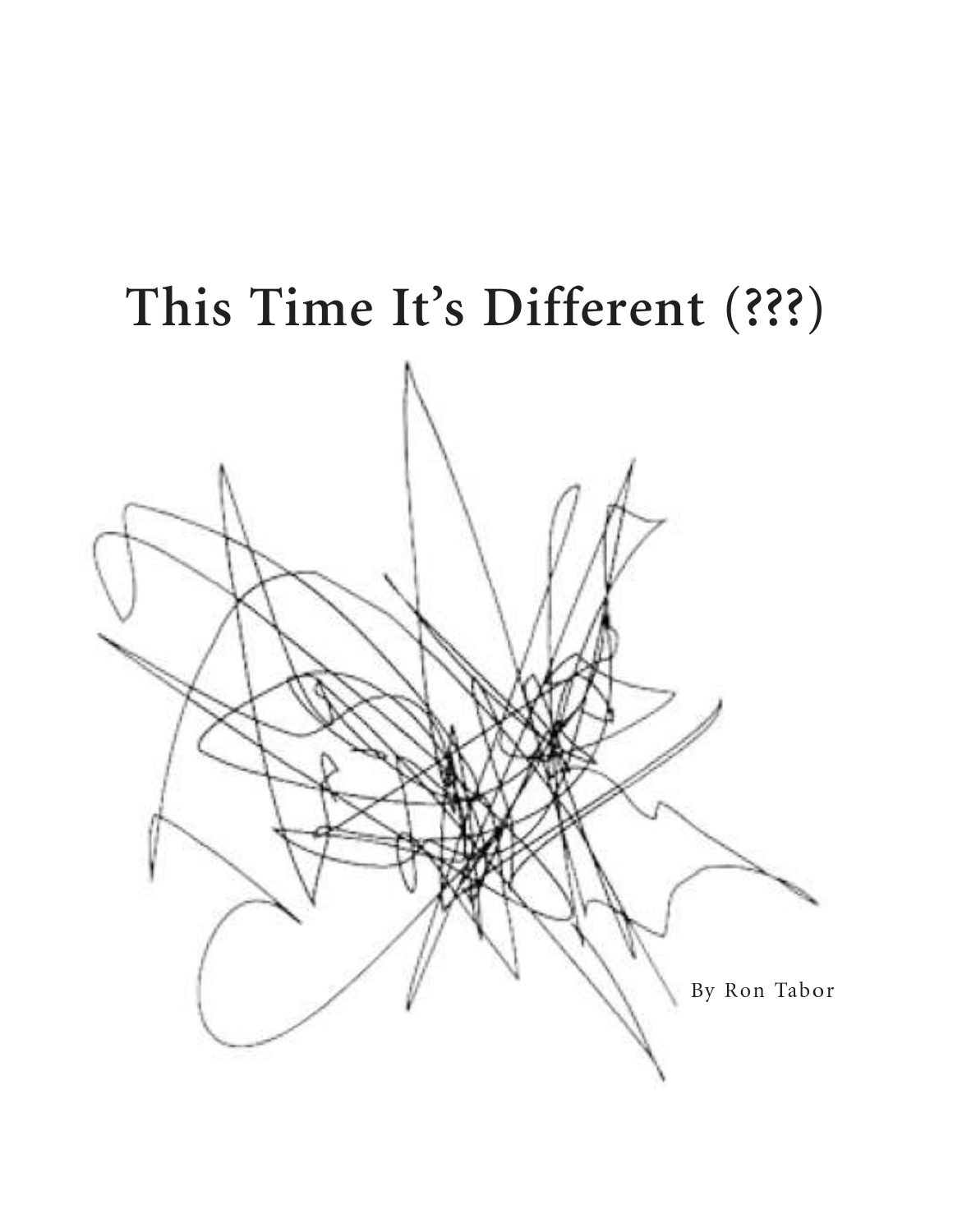# This Time It's Different (???)

By Ron Tabor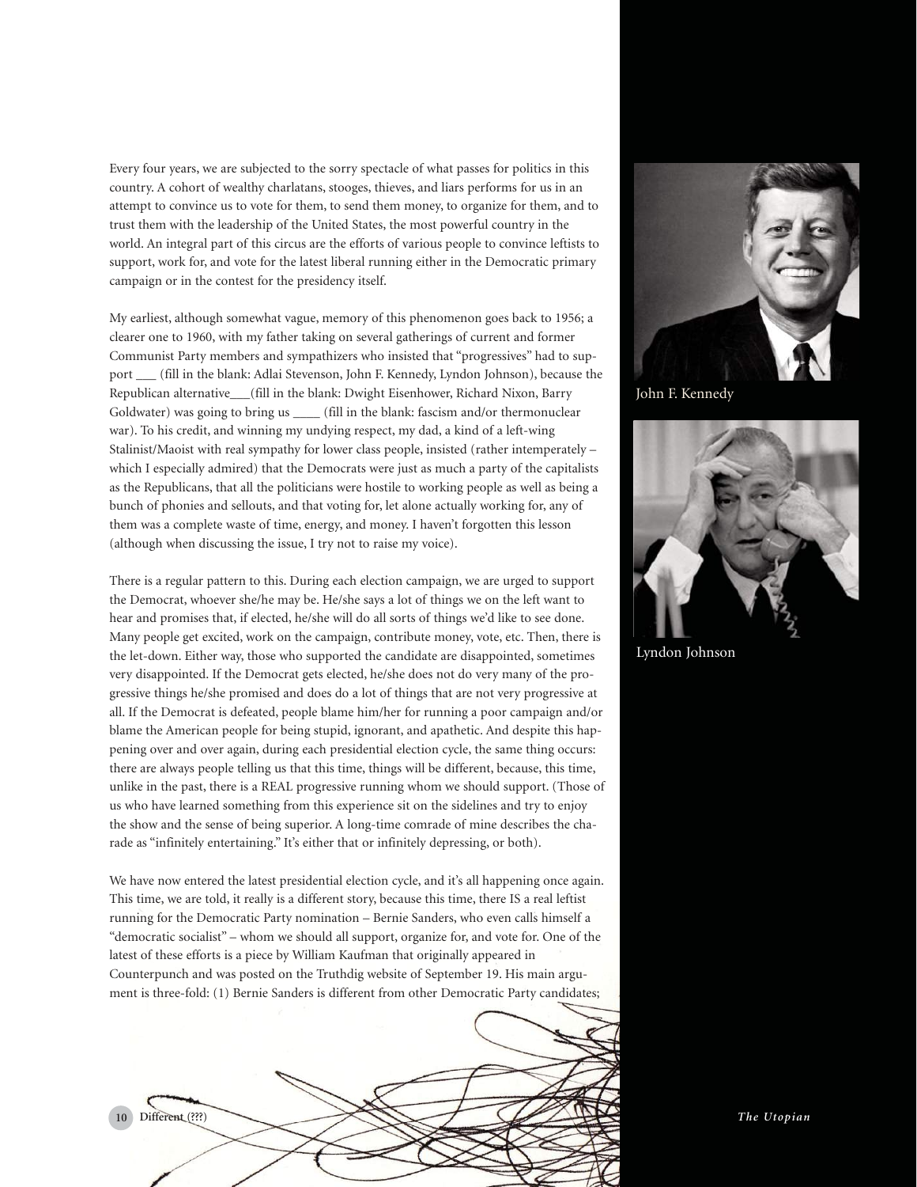Every four years, we are subjected to the sorry spectacle of what passes for politics in this country. A cohort of wealthy charlatans, stooges, thieves, and liars performs for us in an attempt to convince us to vote for them, to send them money, to organize for them, and to trust them with the leadership of the United States, the most powerful country in the world. An integral part of this circus are the efforts of various people to convince leftists to support, work for, and vote for the latest liberal running either in the Democratic primary campaign or in the contest for the presidency itself.

My earliest, although somewhat vague, memory of this phenomenon goes back to 1956; a clearer one to 1960, with my father taking on several gatherings of current and former Communist Party members and sympathizers who insisted that "progressives" had to support ___ (fill in the blank: Adlai Stevenson, John F. Kennedy, Lyndon Johnson), because the Republican alternative___(fill in the blank: Dwight Eisenhower, Richard Nixon, Barry Goldwater) was going to bring us ____ (fill in the blank: fascism and/or thermonuclear war). To his credit, and winning my undying respect, my dad, a kind of a left-wing Stalinist/Maoist with real sympathy for lower class people, insisted (rather intemperately – which I especially admired) that the Democrats were just as much a party of the capitalists as the Republicans, that all the politicians were hostile to working people as well as being a bunch of phonies and sellouts, and that voting for, let alone actually working for, any of them was a complete waste of time, energy, and money. I haven't forgotten this lesson (although when discussing the issue, I try not to raise my voice).

There is a regular pattern to this. During each election campaign, we are urged to support the Democrat, whoever she/he may be. He/she says a lot of things we on the left want to hear and promises that, if elected, he/she will do all sorts of things we'd like to see done. Many people get excited, work on the campaign, contribute money, vote, etc. Then, there is the let-down. Either way, those who supported the candidate are disappointed, sometimes very disappointed. If the Democrat gets elected, he/she does not do very many of the progressive things he/she promised and does do a lot of things that are not very progressive at all. If the Democrat is defeated, people blame him/her for running a poor campaign and/or blame the American people for being stupid, ignorant, and apathetic. And despite this happening over and over again, during each presidential election cycle, the same thing occurs: there are always people telling us that this time, things will be different, because, this time, unlike in the past, there is a REAL progressive running whom we should support. (Those of us who have learned something from this experience sit on the sidelines and try to enjoy the show and the sense of being superior. A long-time comrade of mine describes the charade as "infinitely entertaining." It's either that or infinitely depressing, or both).

We have now entered the latest presidential election cycle, and it's all happening once again. This time, we are told, it really is a different story, because this time, there IS a real leftist running for the Democratic Party nomination – Bernie Sanders, who even calls himself a "democratic socialist" – whom we should all support, organize for, and vote for. One of the latest of these efforts is a piece by William Kaufman that originally appeared in Counterpunch and was posted on the Truthdig website of September 19. His main argument is three-fold: (1) Bernie Sanders is different from other Democratic Party candidates;

John F. Kennedy

Lyndon Johnson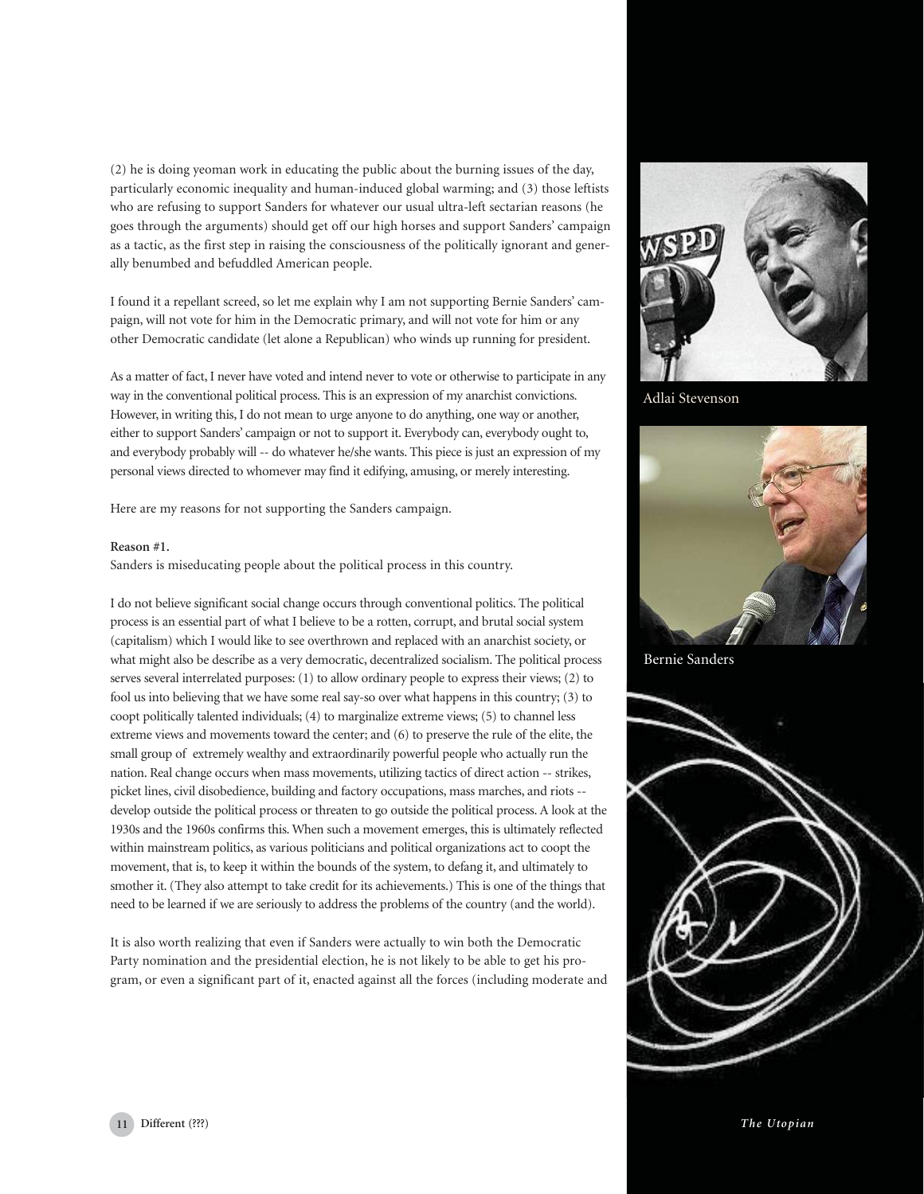(2) he is doing yeoman work in educating the public about the burning issues of the day, particularly economic inequality and human-induced global warming; and (3) those leftists who are refusing to support Sanders for whatever our usual ultra-left sectarian reasons (he goes through the arguments) should get off our high horses and support Sanders' campaign as a tactic, as the first step in raising the consciousness of the politically ignorant and generally benumbed and befuddled American people.

I found it a repellant screed, so let me explain why I am not supporting Bernie Sanders' campaign, will not vote for him in the Democratic primary, and will not vote for him or any other Democratic candidate (let alone a Republican) who winds up running for president.

As a matter of fact, I never have voted and intend never to vote or otherwise to participate in any way in the conventional political process. This is an expression of my anarchist convictions. However, in writing this, I do not mean to urge anyone to do anything, one way or another, either to support Sanders' campaign or not to support it. Everybody can, everybody ought to, and everybody probably will -- do whatever he/she wants. This piece is just an expression of my personal views directed to whomever may find it edifying, amusing, or merely interesting.

Here are my reasons for not supporting the Sanders campaign.

**Reason #1.**

Sanders is miseducating people about the political process in this country.

I do not believe significant social change occurs through conventional politics. The political process is an essential part of what I believe to be a rotten, corrupt, and brutal social system (capitalism) which I would like to see overthrown and replaced with an anarchist society, or what might also be describe as a very democratic, decentralized socialism. The political process serves several interrelated purposes: (1) to allow ordinary people to express their views; (2) to fool us into believing that we have some real say-so over what happens in this country; (3) to coopt politically talented individuals; (4) to marginalize extreme views; (5) to channel less extreme views and movements toward the center; and (6) to preserve the rule of the elite, the small group of extremely wealthy and extraordinarily powerful people who actually run the nation. Real change occurs when mass movements, utilizing tactics of direct action -- strikes, picket lines, civil disobedience, building and factory occupations, mass marches, and riots -- develop outside the political process or threaten to go outside the political process. A look at the 1930s and the 1960s confirms this. When such a movement emerges, this is ultimately reflected within mainstream politics, as various politicians and political organizations act to coopt the movement, that is, to keep it within the bounds of the system, to defang it, and ultimately to smother it. (They also attempt to take credit for its achievements.) This is one of the things that need to be learned if we are seriously to address the problems of the country (and the world).

It is also worth realizing that even if Sanders were actually to win both the Democratic Party nomination and the presidential election, he is not likely to be able to get his program, or even a significant part of it, enacted against all the forces (including moderate and

Adlai Stevenson

Bernie Sanders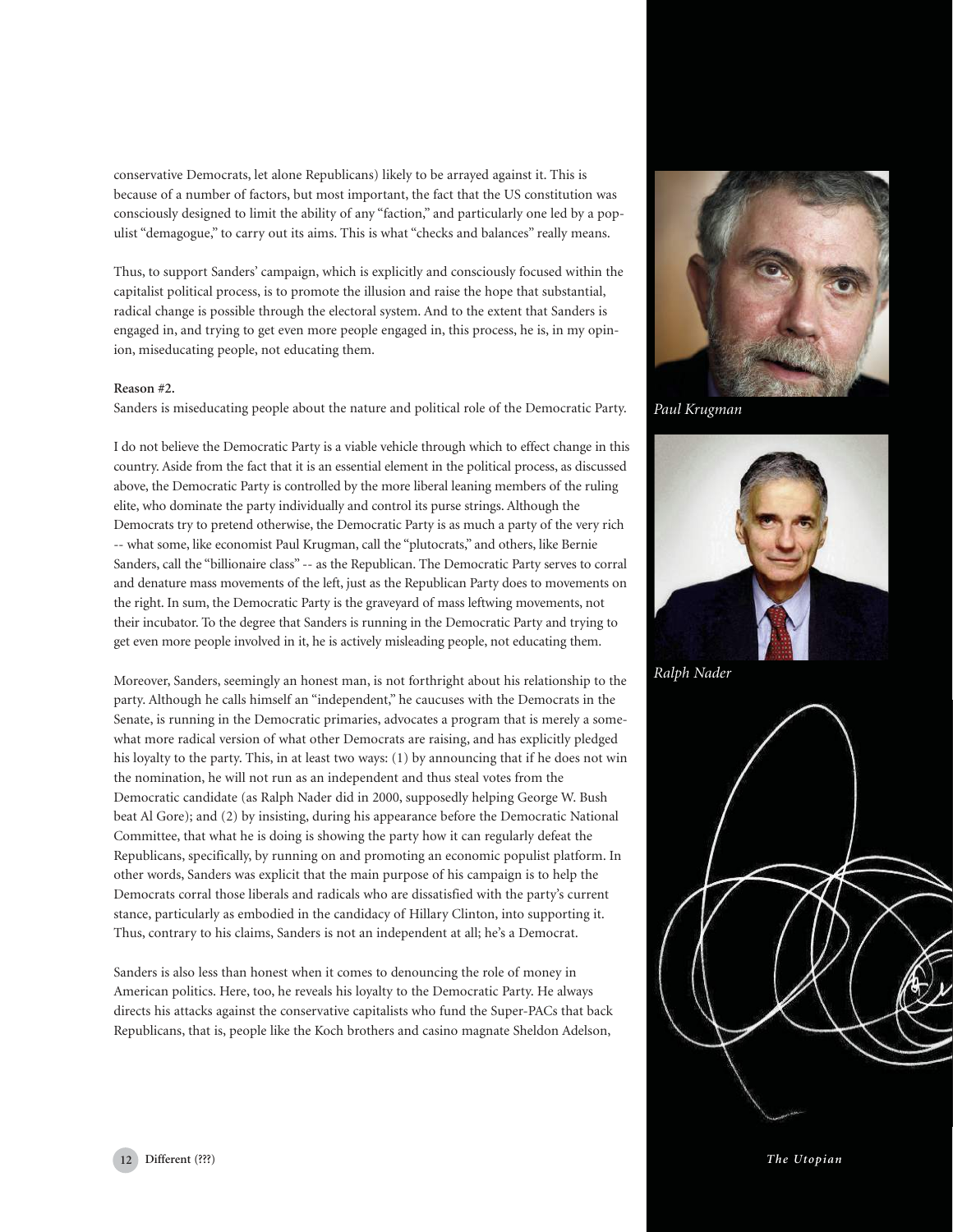conservative Democrats, let alone Republicans) likely to be arrayed against it. This is because of a number of factors, but most important, the fact that the US constitution was consciously designed to limit the ability of any "faction," and particularly one led by a populist "demagogue," to carry out its aims. This is what "checks and balances" really means.

Thus, to support Sanders' campaign, which is explicitly and consciously focused within the capitalist political process, is to promote the illusion and raise the hope that substantial, radical change is possible through the electoral system. And to the extent that Sanders is engaged in, and trying to get even more people engaged in, this process, he is, in my opinion, miseducating people, not educating them.

**Reason #2.**
Sanders is miseducating people about the nature and political role of the Democratic Party.

I do not believe the Democratic Party is a viable vehicle through which to effect change in this country. Aside from the fact that it is an essential element in the political process, as discussed above, the Democratic Party is controlled by the more liberal leaning members of the ruling elite, who dominate the party individually and control its purse strings. Although the Democrats try to pretend otherwise, the Democratic Party is as much a party of the very rich -- what some, like economist Paul Krugman, call the "plutocrats," and others, like Bernie Sanders, call the "billionaire class" -- as the Republican. The Democratic Party serves to corral and denature mass movements of the left, just as the Republican Party does to movements on the right. In sum, the Democratic Party is the graveyard of mass leftwing movements, not their incubator. To the degree that Sanders is running in the Democratic Party and trying to get even more people involved in it, he is actively misleading people, not educating them.

Moreover, Sanders, seemingly an honest man, is not forthright about his relationship to the party. Although he calls himself an "independent," he caucuses with the Democrats in the Senate, is running in the Democratic primaries, advocates a program that is merely a somewhat more radical version of what other Democrats are raising, and has explicitly pledged his loyalty to the party. This, in at least two ways: (1) by announcing that if he does not win the nomination, he will not run as an independent and thus steal votes from the Democratic candidate (as Ralph Nader did in 2000, supposedly helping George W. Bush beat Al Gore); and (2) by insisting, during his appearance before the Democratic National Committee, that what he is doing is showing the party how it can regularly defeat the Republicans, specifically, by running on and promoting an economic populist platform. In other words, Sanders was explicit that the main purpose of his campaign is to help the Democrats corral those liberals and radicals who are dissatisfied with the party's current stance, particularly as embodied in the candidacy of Hillary Clinton, into supporting it. Thus, contrary to his claims, Sanders is not an independent at all; he's a Democrat.

Sanders is also less than honest when it comes to denouncing the role of money in American politics. Here, too, he reveals his loyalty to the Democratic Party. He always directs his attacks against the conservative capitalists who fund the Super-PACs that back Republicans, that is, people like the Koch brothers and casino magnate Sheldon Adelson,

*Paul Krugman*

*Ralph Nader*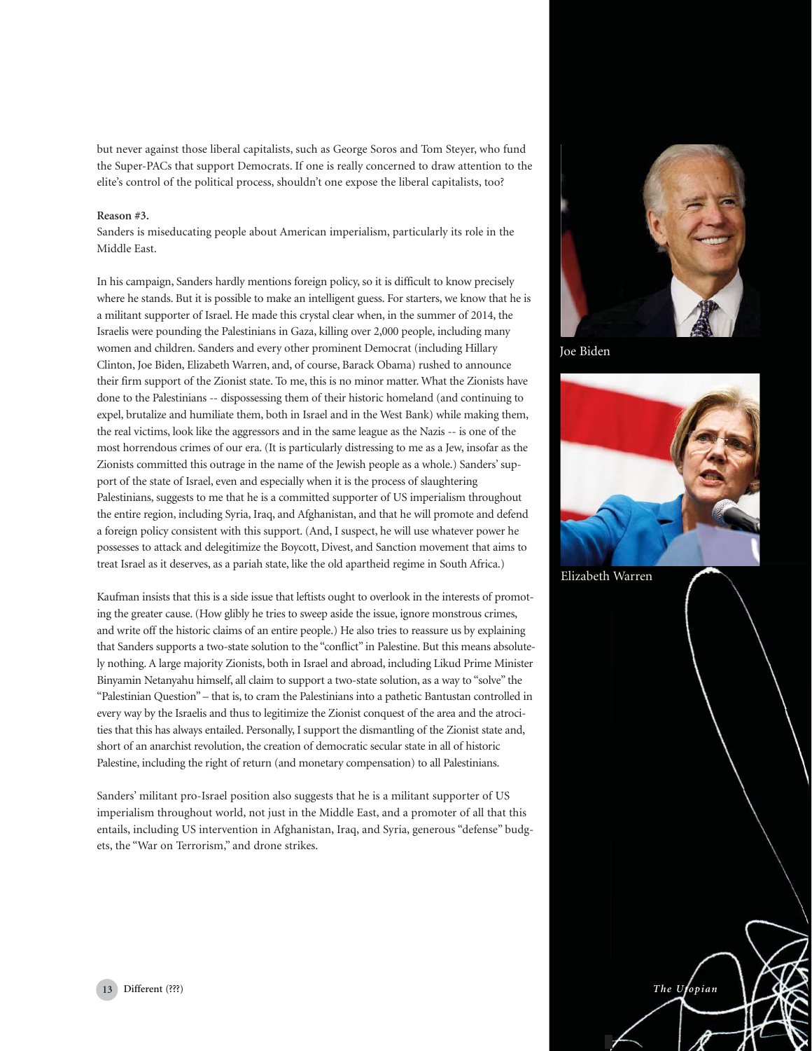but never against those liberal capitalists, such as George Soros and Tom Steyer, who fund the Super-PACs that support Democrats. If one is really concerned to draw attention to the elite's control of the political process, shouldn't one expose the liberal capitalists, too?

**Reason #3.**

Sanders is miseducating people about American imperialism, particularly its role in the Middle East.

In his campaign, Sanders hardly mentions foreign policy, so it is difficult to know precisely where he stands. But it is possible to make an intelligent guess. For starters, we know that he is a militant supporter of Israel. He made this crystal clear when, in the summer of 2014, the Israelis were pounding the Palestinians in Gaza, killing over 2,000 people, including many women and children. Sanders and every other prominent Democrat (including Hillary Clinton, Joe Biden, Elizabeth Warren, and, of course, Barack Obama) rushed to announce their firm support of the Zionist state. To me, this is no minor matter. What the Zionists have done to the Palestinians -- dispossessing them of their historic homeland (and continuing to expel, brutalize and humiliate them, both in Israel and in the West Bank) while making them, the real victims, look like the aggressors and in the same league as the Nazis -- is one of the most horrendous crimes of our era. (It is particularly distressing to me as a Jew, insofar as the Zionists committed this outrage in the name of the Jewish people as a whole.) Sanders' support of the state of Israel, even and especially when it is the process of slaughtering Palestinians, suggests to me that he is a committed supporter of US imperialism throughout the entire region, including Syria, Iraq, and Afghanistan, and that he will promote and defend a foreign policy consistent with this support. (And, I suspect, he will use whatever power he possesses to attack and delegitimize the Boycott, Divest, and Sanction movement that aims to treat Israel as it deserves, as a pariah state, like the old apartheid regime in South Africa.)

Kaufman insists that this is a side issue that leftists ought to overlook in the interests of promoting the greater cause. (How glibly he tries to sweep aside the issue, ignore monstrous crimes, and write off the historic claims of an entire people.) He also tries to reassure us by explaining that Sanders supports a two-state solution to the "conflict" in Palestine. But this means absolutely nothing. A large majority Zionists, both in Israel and abroad, including Likud Prime Minister Binyamin Netanyahu himself, all claim to support a two-state solution, as a way to "solve" the "Palestinian Question" – that is, to cram the Palestinians into a pathetic Bantustan controlled in every way by the Israelis and thus to legitimize the Zionist conquest of the area and the atrocities that this has always entailed. Personally, I support the dismantling of the Zionist state and, short of an anarchist revolution, the creation of democratic secular state in all of historic Palestine, including the right of return (and monetary compensation) to all Palestinians.

Sanders' militant pro-Israel position also suggests that he is a militant supporter of US imperialism throughout world, not just in the Middle East, and a promoter of all that this entails, including US intervention in Afghanistan, Iraq, and Syria, generous "defense" budgets, the "War on Terrorism," and drone strikes.

Joe Biden

Elizabeth Warren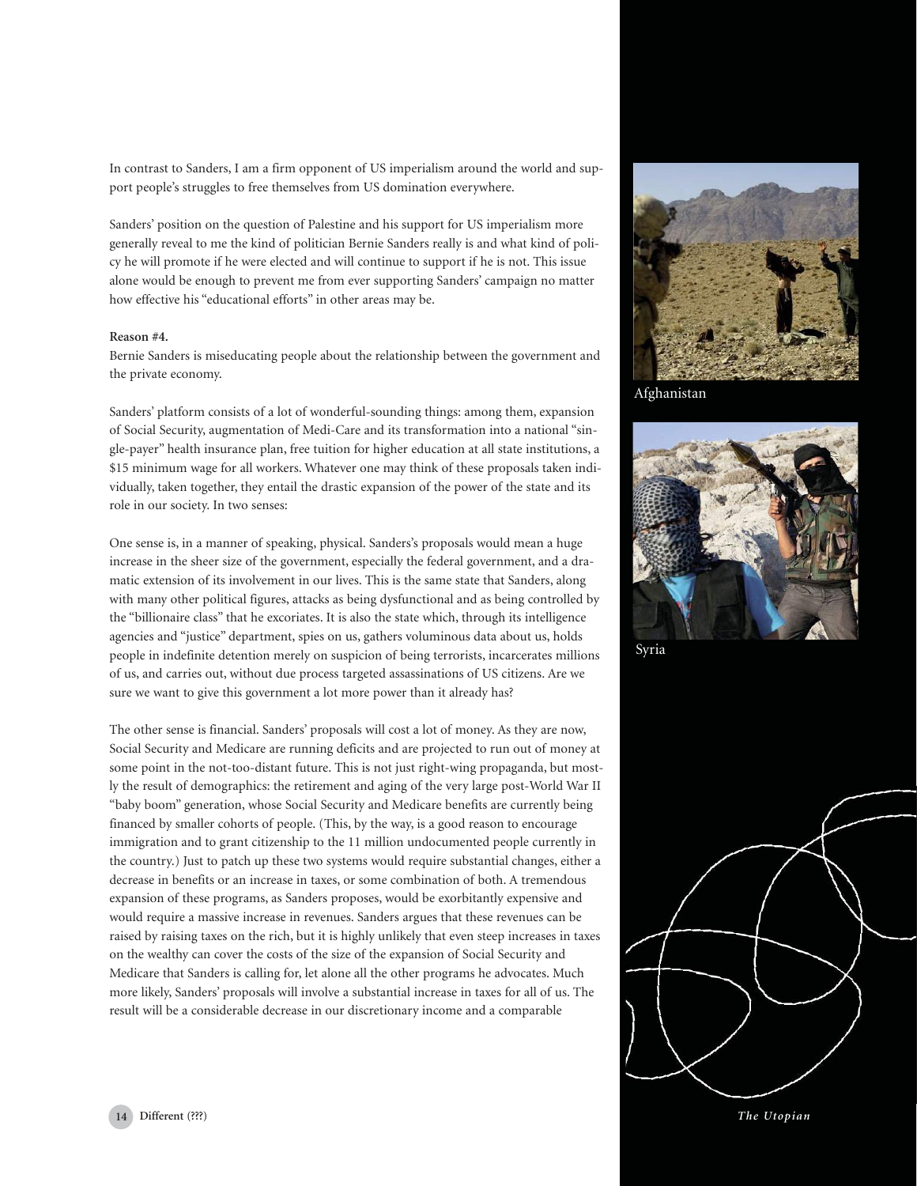In contrast to Sanders, I am a firm opponent of US imperialism around the world and support people's struggles to free themselves from US domination everywhere.

Sanders' position on the question of Palestine and his support for US imperialism more generally reveal to me the kind of politician Bernie Sanders really is and what kind of policy he will promote if he were elected and will continue to support if he is not. This issue alone would be enough to prevent me from ever supporting Sanders' campaign no matter how effective his "educational efforts" in other areas may be.

**Reason #4.**

Bernie Sanders is miseducating people about the relationship between the government and the private economy.

Sanders' platform consists of a lot of wonderful-sounding things: among them, expansion of Social Security, augmentation of Medi-Care and its transformation into a national "single-payer" health insurance plan, free tuition for higher education at all state institutions, a $15 minimum wage for all workers. Whatever one may think of these proposals taken individually, taken together, they entail the drastic expansion of the power of the state and its role in our society. In two senses:

One sense is, in a manner of speaking, physical. Sanders's proposals would mean a huge increase in the sheer size of the government, especially the federal government, and a dramatic extension of its involvement in our lives. This is the same state that Sanders, along with many other political figures, attacks as being dysfunctional and as being controlled by the "billionaire class" that he excoriates. It is also the state which, through its intelligence agencies and "justice" department, spies on us, gathers voluminous data about us, holds people in indefinite detention merely on suspicion of being terrorists, incarcerates millions of us, and carries out, without due process targeted assassinations of US citizens. Are we sure we want to give this government a lot more power than it already has?

The other sense is financial. Sanders' proposals will cost a lot of money. As they are now, Social Security and Medicare are running deficits and are projected to run out of money at some point in the not-too-distant future. This is not just right-wing propaganda, but mostly the result of demographics: the retirement and aging of the very large post-World War II "baby boom" generation, whose Social Security and Medicare benefits are currently being financed by smaller cohorts of people. (This, by the way, is a good reason to encourage immigration and to grant citizenship to the 11 million undocumented people currently in the country.) Just to patch up these two systems would require substantial changes, either a decrease in benefits or an increase in taxes, or some combination of both. A tremendous expansion of these programs, as Sanders proposes, would be exorbitantly expensive and would require a massive increase in revenues. Sanders argues that these revenues can be raised by raising taxes on the rich, but it is highly unlikely that even steep increases in taxes on the wealthy can cover the costs of the size of the expansion of Social Security and Medicare that Sanders is calling for, let alone all the other programs he advocates. Much more likely, Sanders' proposals will involve a substantial increase in taxes for all of us. The result will be a considerable decrease in our discretionary income and a comparable

Afghanistan

Syria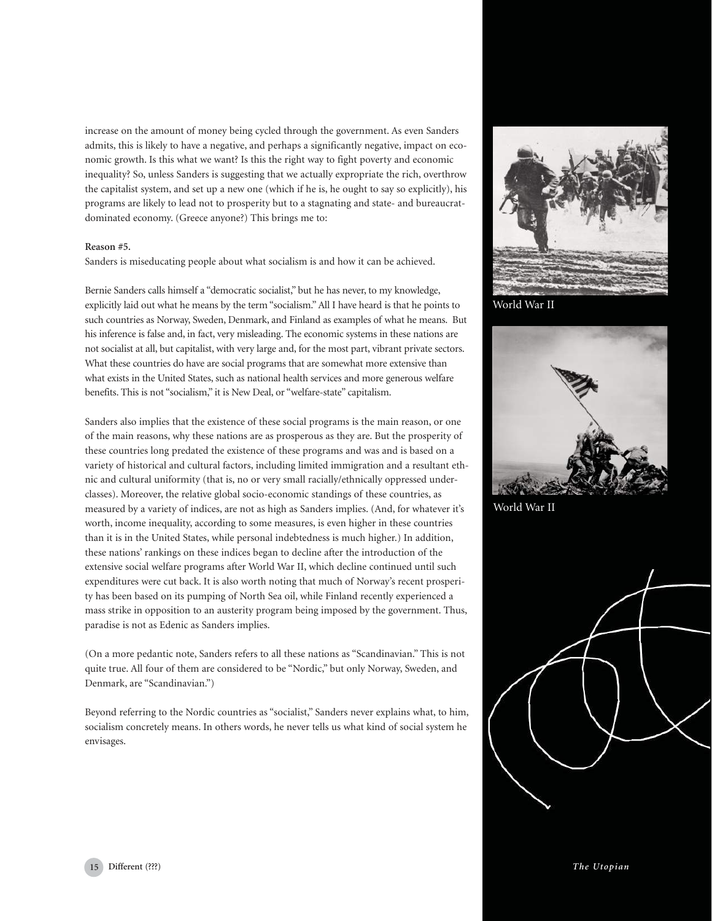increase on the amount of money being cycled through the government. As even Sanders admits, this is likely to have a negative, and perhaps a significantly negative, impact on economic growth. Is this what we want? Is this the right way to fight poverty and economic inequality? So, unless Sanders is suggesting that we actually expropriate the rich, overthrow the capitalist system, and set up a new one (which if he is, he ought to say so explicitly), his programs are likely to lead not to prosperity but to a stagnating and state- and bureaucrat-dominated economy. (Greece anyone?) This brings me to:

**Reason #5.**

Sanders is miseducating people about what socialism is and how it can be achieved.

Bernie Sanders calls himself a "democratic socialist," but he has never, to my knowledge, explicitly laid out what he means by the term "socialism." All I have heard is that he points to such countries as Norway, Sweden, Denmark, and Finland as examples of what he means. But his inference is false and, in fact, very misleading. The economic systems in these nations are not socialist at all, but capitalist, with very large and, for the most part, vibrant private sectors. What these countries do have are social programs that are somewhat more extensive than what exists in the United States, such as national health services and more generous welfare benefits. This is not "socialism," it is New Deal, or "welfare-state" capitalism.

Sanders also implies that the existence of these social programs is the main reason, or one of the main reasons, why these nations are as prosperous as they are. But the prosperity of these countries long predated the existence of these programs and was and is based on a variety of historical and cultural factors, including limited immigration and a resultant ethnic and cultural uniformity (that is, no or very small racially/ethnically oppressed underclasses). Moreover, the relative global socio-economic standings of these countries, as measured by a variety of indices, are not as high as Sanders implies. (And, for whatever it's worth, income inequality, according to some measures, is even higher in these countries than it is in the United States, while personal indebtedness is much higher.) In addition, these nations' rankings on these indices began to decline after the introduction of the extensive social welfare programs after World War II, which decline continued until such expenditures were cut back. It is also worth noting that much of Norway's recent prosperity has been based on its pumping of North Sea oil, while Finland recently experienced a mass strike in opposition to an austerity program being imposed by the government. Thus, paradise is not as Edenic as Sanders implies.

(On a more pedantic note, Sanders refers to all these nations as "Scandinavian." This is not quite true. All four of them are considered to be "Nordic," but only Norway, Sweden, and Denmark, are "Scandinavian.")

Beyond referring to the Nordic countries as "socialist," Sanders never explains what, to him, socialism concretely means. In others words, he never tells us what kind of social system he envisages.

World War II

World War II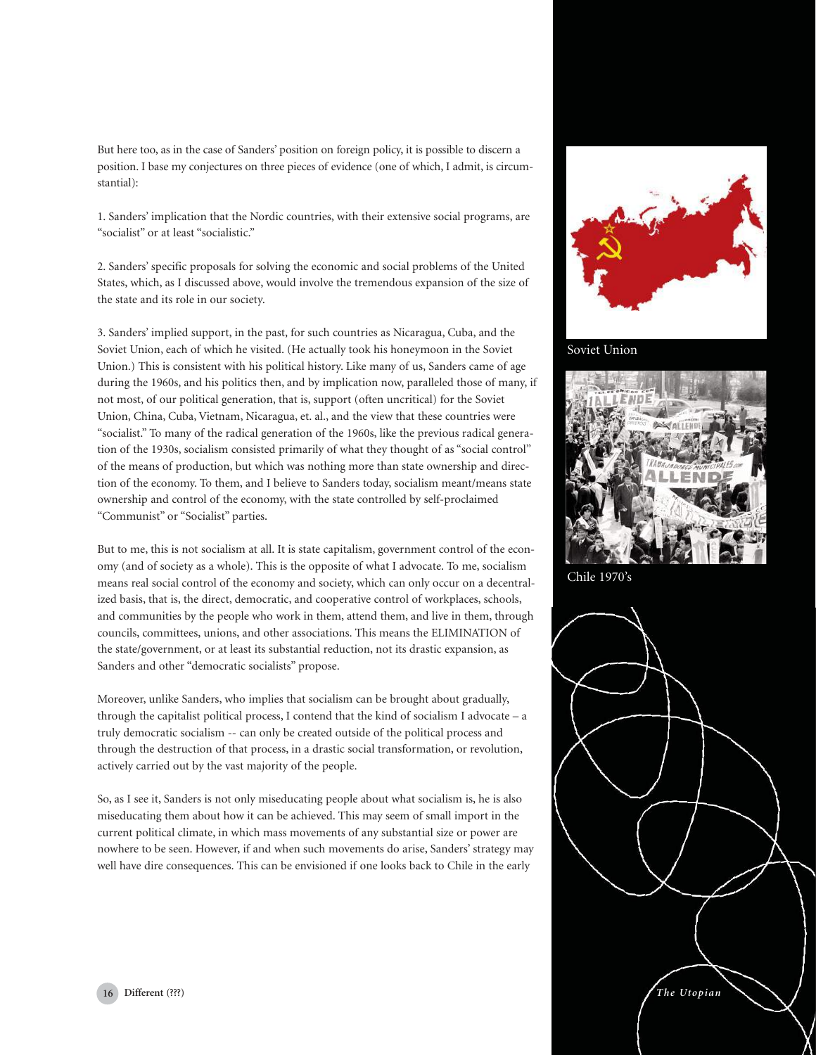But here too, as in the case of Sanders' position on foreign policy, it is possible to discern a position. I base my conjectures on three pieces of evidence (one of which, I admit, is circumstantial):

1. Sanders' implication that the Nordic countries, with their extensive social programs, are "socialist" or at least "socialistic."

2. Sanders' specific proposals for solving the economic and social problems of the United States, which, as I discussed above, would involve the tremendous expansion of the size of the state and its role in our society.

3. Sanders' implied support, in the past, for such countries as Nicaragua, Cuba, and the Soviet Union, each of which he visited. (He actually took his honeymoon in the Soviet Union.) This is consistent with his political history. Like many of us, Sanders came of age during the 1960s, and his politics then, and by implication now, paralleled those of many, if not most, of our political generation, that is, support (often uncritical) for the Soviet Union, China, Cuba, Vietnam, Nicaragua, et. al., and the view that these countries were "socialist." To many of the radical generation of the 1960s, like the previous radical generation of the 1930s, socialism consisted primarily of what they thought of as "social control" of the means of production, but which was nothing more than state ownership and direction of the economy. To them, and I believe to Sanders today, socialism meant/means state ownership and control of the economy, with the state controlled by self-proclaimed "Communist" or "Socialist" parties.

But to me, this is not socialism at all. It is state capitalism, government control of the economy (and of society as a whole). This is the opposite of what I advocate. To me, socialism means real social control of the economy and society, which can only occur on a decentralized basis, that is, the direct, democratic, and cooperative control of workplaces, schools, and communities by the people who work in them, attend them, and live in them, through councils, committees, unions, and other associations. This means the ELIMINATION of the state/government, or at least its substantial reduction, not its drastic expansion, as Sanders and other "democratic socialists" propose.

Moreover, unlike Sanders, who implies that socialism can be brought about gradually, through the capitalist political process, I contend that the kind of socialism I advocate – a truly democratic socialism -- can only be created outside of the political process and through the destruction of that process, in a drastic social transformation, or revolution, actively carried out by the vast majority of the people.

So, as I see it, Sanders is not only miseducating people about what socialism is, he is also miseducating them about how it can be achieved. This may seem of small import in the current political climate, in which mass movements of any substantial size or power are nowhere to be seen. However, if and when such movements do arise, Sanders' strategy may well have dire consequences. This can be envisioned if one looks back to Chile in the early

Soviet Union

Chile 1970's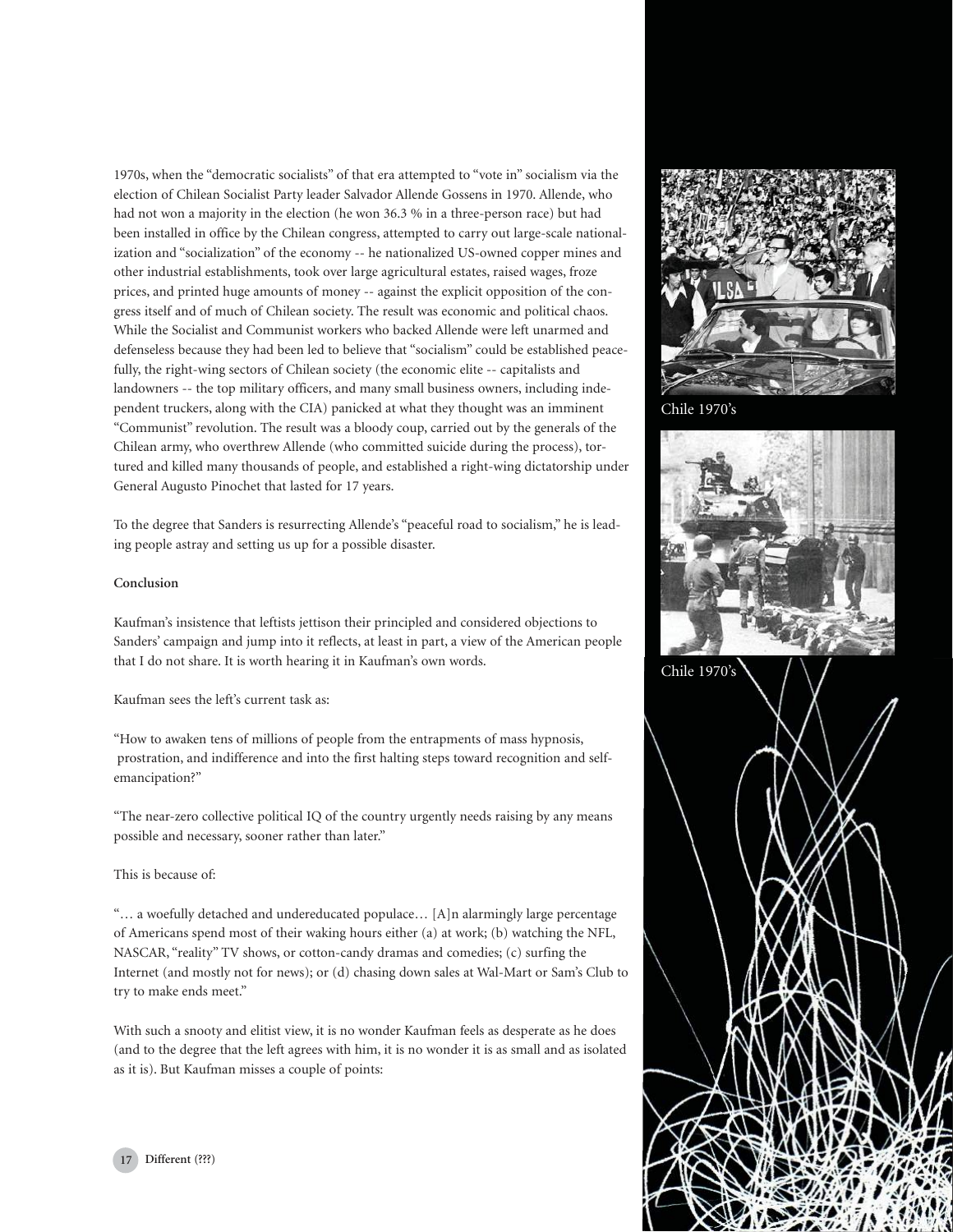1970s, when the "democratic socialists" of that era attempted to "vote in" socialism via the election of Chilean Socialist Party leader Salvador Allende Gossens in 1970. Allende, who had not won a majority in the election (he won 36.3 % in a three-person race) but had been installed in office by the Chilean congress, attempted to carry out large-scale nationalization and "socialization" of the economy -- he nationalized US-owned copper mines and other industrial establishments, took over large agricultural estates, raised wages, froze prices, and printed huge amounts of money -- against the explicit opposition of the congress itself and of much of Chilean society. The result was economic and political chaos. While the Socialist and Communist workers who backed Allende were left unarmed and defenseless because they had been led to believe that "socialism" could be established peacefully, the right-wing sectors of Chilean society (the economic elite -- capitalists and landowners -- the top military officers, and many small business owners, including independent truckers, along with the CIA) panicked at what they thought was an imminent "Communist" revolution. The result was a bloody coup, carried out by the generals of the Chilean army, who overthrew Allende (who committed suicide during the process), tortured and killed many thousands of people, and established a right-wing dictatorship under General Augusto Pinochet that lasted for 17 years.

To the degree that Sanders is resurrecting Allende's "peaceful road to socialism," he is leading people astray and setting us up for a possible disaster.

**Conclusion**

Kaufman's insistence that leftists jettison their principled and considered objections to Sanders' campaign and jump into it reflects, at least in part, a view of the American people that I do not share. It is worth hearing it in Kaufman's own words.

Kaufman sees the left's current task as:

"How to awaken tens of millions of people from the entrapments of mass hypnosis, prostration, and indifference and into the first halting steps toward recognition and self-emancipation?"

"The near-zero collective political IQ of the country urgently needs raising by any means possible and necessary, sooner rather than later."

This is because of:

"… a woefully detached and undereducated populace… [A]n alarmingly large percentage of Americans spend most of their waking hours either (a) at work; (b) watching the NFL, NASCAR, "reality" TV shows, or cotton-candy dramas and comedies; (c) surfing the Internet (and mostly not for news); or (d) chasing down sales at Wal-Mart or Sam's Club to try to make ends meet."

With such a snooty and elitist view, it is no wonder Kaufman feels as desperate as he does (and to the degree that the left agrees with him, it is no wonder it is as small and as isolated as it is). But Kaufman misses a couple of points:

Chile 1970's

Chile 1970's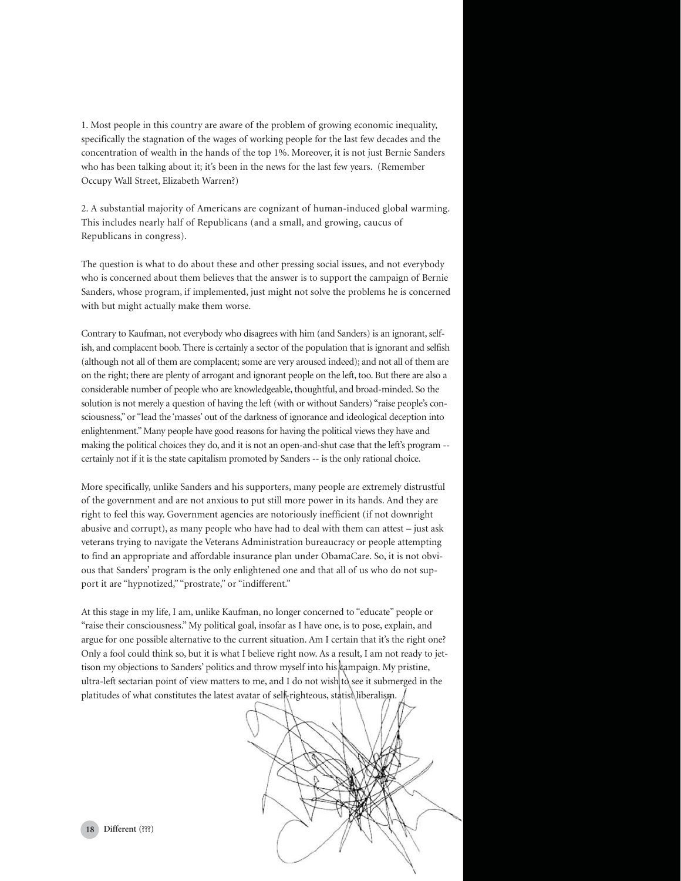1. Most people in this country are aware of the problem of growing economic inequality, specifically the stagnation of the wages of working people for the last few decades and the concentration of wealth in the hands of the top 1%. Moreover, it is not just Bernie Sanders who has been talking about it; it's been in the news for the last few years. (Remember Occupy Wall Street, Elizabeth Warren?)

2. A substantial majority of Americans are cognizant of human-induced global warming. This includes nearly half of Republicans (and a small, and growing, caucus of Republicans in congress).

The question is what to do about these and other pressing social issues, and not everybody who is concerned about them believes that the answer is to support the campaign of Bernie Sanders, whose program, if implemented, just might not solve the problems he is concerned with but might actually make them worse.

Contrary to Kaufman, not everybody who disagrees with him (and Sanders) is an ignorant, selfish, and complacent boob. There is certainly a sector of the population that is ignorant and selfish (although not all of them are complacent; some are very aroused indeed); and not all of them are on the right; there are plenty of arrogant and ignorant people on the left, too. But there are also a considerable number of people who are knowledgeable, thoughtful, and broad-minded. So the solution is not merely a question of having the left (with or without Sanders) "raise people's consciousness," or "lead the 'masses' out of the darkness of ignorance and ideological deception into enlightenment." Many people have good reasons for having the political views they have and making the political choices they do, and it is not an open-and-shut case that the left's program -- certainly not if it is the state capitalism promoted by Sanders -- is the only rational choice.

More specifically, unlike Sanders and his supporters, many people are extremely distrustful of the government and are not anxious to put still more power in its hands. And they are right to feel this way. Government agencies are notoriously inefficient (if not downright abusive and corrupt), as many people who have had to deal with them can attest – just ask veterans trying to navigate the Veterans Administration bureaucracy or people attempting to find an appropriate and affordable insurance plan under ObamaCare. So, it is not obvious that Sanders' program is the only enlightened one and that all of us who do not support it are "hypnotized," "prostrate," or "indifferent."

At this stage in my life, I am, unlike Kaufman, no longer concerned to "educate" people or "raise their consciousness." My political goal, insofar as I have one, is to pose, explain, and argue for one possible alternative to the current situation. Am I certain that it's the right one? Only a fool could think so, but it is what I believe right now. As a result, I am not ready to jettison my objections to Sanders' politics and throw myself into his campaign. My pristine, ultra-left sectarian point of view matters to me, and I do not wish to see it submerged in the platitudes of what constitutes the latest avatar of self-righteous, statist liberalism.